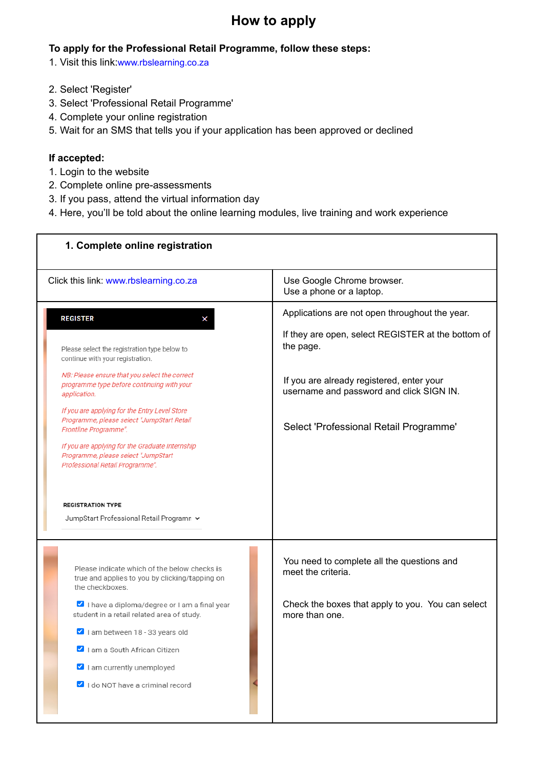# How to apply

**To apply for the Professional Retail Programme, follow these steps:**

1. Visit this link: www.rbslearning.co.za
2. Select 'Register'
3. Select 'Professional Retail Programme'
4. Complete your online registration
5. Wait for an SMS that tells you if your application has been approved or declined

**If accepted:**

1. Login to the website
2. Complete online pre-assessments
3. If you pass, attend the virtual information day
4. Here, you'll be told about the online learning modules, live training and work experience

| **1. Complete online registration** | |
|---|---|
| Click this link: www.rbslearning.co.za | Use Google Chrome browser.<br>Use a phone or a laptop. |
| REGISTER<br><br>Please select the registration type below to continue with your registration.<br><br>*NB: Please ensure that you select the correct programme type before continuing with your application.*<br><br>*If you are applying for the Entry Level Store Programme, please select 'JumpStart Retail Frontline Programme".*<br><br>*If you are applying for the Graduate Internship Programme, please select 'JumpStart Professional Retail Programme".*<br><br>REGISTRATION TYPE<br>JumpStart Professional Retail Programm | Applications are not open throughout the year.<br><br>If they are open, select REGISTER at the bottom of the page.<br><br>If you are already registered, enter your username and password and click SIGN IN.<br><br>Select 'Professional Retail Programme' |
| Please indicate which of the below checks is true and applies to you by clicking/tapping on the checkboxes.<br><br>☑ I have a diploma/degree or I am a final year student in a retail related area of study.<br>☑ I am between 18 - 33 years old<br>☑ I am a South African Citizen<br>☑ I am currently unemployed<br>☑ I do NOT have a criminal record | You need to complete all the questions and meet the criteria.<br><br>Check the boxes that apply to you. You can select more than one. |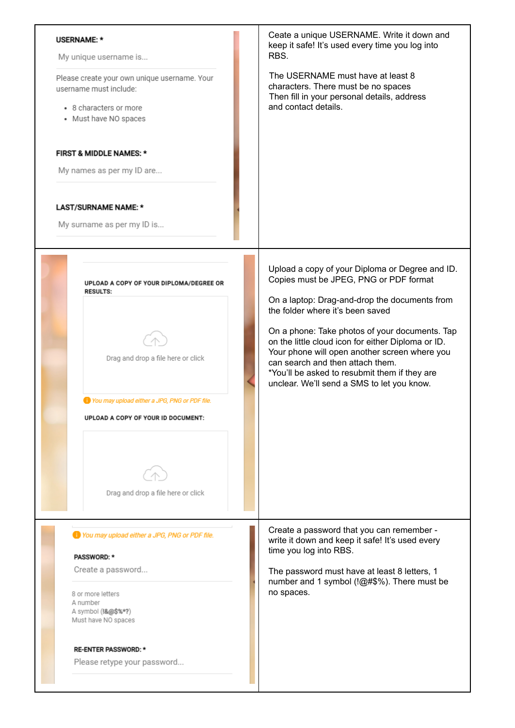| | |
|---|---|
| **USERNAME: ***<br>My unique username is...<br>Please create your own unique username. Your username must include:<br>• 8 characters or more<br>• Must have NO spaces<br>**FIRST & MIDDLE NAMES: ***<br>My names as per my ID are...<br>**LAST/SURNAME NAME: ***<br>My surname as per my ID is... | Ceate a unique USERNAME. Write it down and keep it safe! It's used every time you log into RBS.<br><br>The USERNAME must have at least 8 characters. There must be no spaces<br>Then fill in your personal details, address and contact details. |
| **UPLOAD A COPY OF YOUR DIPLOMA/DEGREE OR RESULTS:**<br>Drag and drop a file here or click<br>*You may upload either a JPG, PNG or PDF file.*<br>**UPLOAD A COPY OF YOUR ID DOCUMENT:**<br>Drag and drop a file here or click | Upload a copy of your Diploma or Degree and ID. Copies must be JPEG, PNG or PDF format<br><br>On a laptop: Drag-and-drop the documents from the folder where it's been saved<br><br>On a phone: Take photos of your documents. Tap on the little cloud icon for either Diploma or ID. Your phone will open another screen where you can search and then attach them.<br>*You'll be asked to resubmit them if they are unclear. We'll send a SMS to let you know. |
| *You may upload either a JPG, PNG or PDF file.*<br>**PASSWORD: ***<br>Create a password...<br>8 or more letters<br>A number<br>A symbol (!&@$%*?)<br>Must have NO spaces<br>**RE-ENTER PASSWORD: ***<br>Please retype your password... | Create a password that you can remember - write it down and keep it safe! It's used every time you log into RBS.<br><br>The password must have at least 8 letters, 1 number and 1 symbol (!@#$%). There must be no spaces. |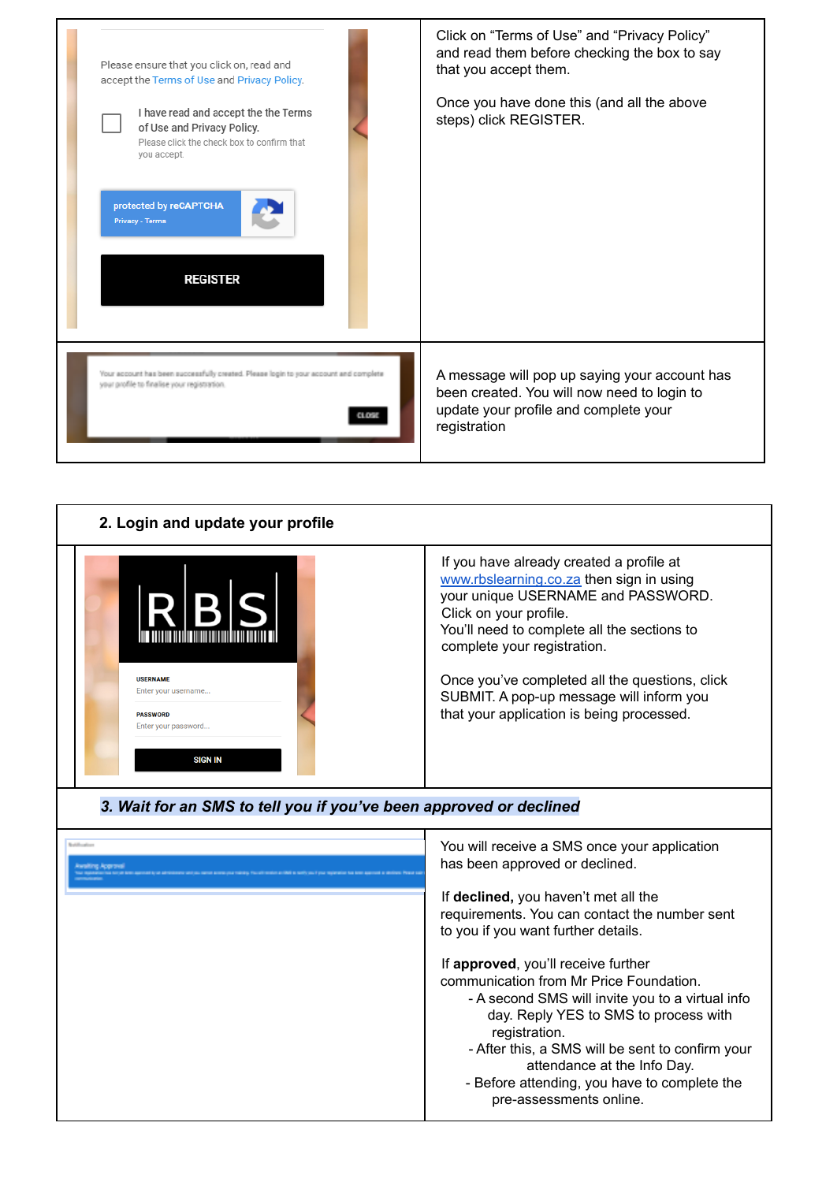| | |
|---|---|
| Please ensure that you click on, read and accept the Terms of Use and Privacy Policy.<br><br>I have read and accept the the Terms of Use and Privacy Policy.<br>Please click the check box to confirm that you accept.<br><br>protected by reCAPTCHA<br>Privacy - Terms<br><br>REGISTER | Click on "Terms of Use" and "Privacy Policy" and read them before checking the box to say that you accept them.<br><br>Once you have done this (and all the above steps) click REGISTER. |
| Your account has been successfully created. Please login to your account and complete your profile to finalise your registration.<br><br>CLOSE | A message will pop up saying your account has been created. You will now need to login to update your profile and complete your registration |

**2. Login and update your profile**

| | |
|---|---|
| RBS<br><br>USERNAME<br>Enter your username...<br><br>PASSWORD<br>Enter your password...<br><br>SIGN IN | If you have already created a profile at www.rbslearning.co.za then sign in using your unique USERNAME and PASSWORD.<br>Click on your profile.<br>You'll need to complete all the sections to complete your registration.<br><br>Once you've completed all the questions, click SUBMIT. A pop-up message will inform you that your application is being processed. |

***3. Wait for an SMS to tell you if you've been approved or declined***

| | |
|---|---|
| Notification<br><br>Awaiting Approval | You will receive a SMS once your application has been approved or declined.<br><br>If **declined,** you haven't met all the requirements. You can contact the number sent to you if you want further details.<br><br>If **approved**, you'll receive further communication from Mr Price Foundation.<br>- A second SMS will invite you to a virtual info day. Reply YES to SMS to process with registration.<br>- After this, a SMS will be sent to confirm your attendance at the Info Day.<br>- Before attending, you have to complete the pre-assessments online. |